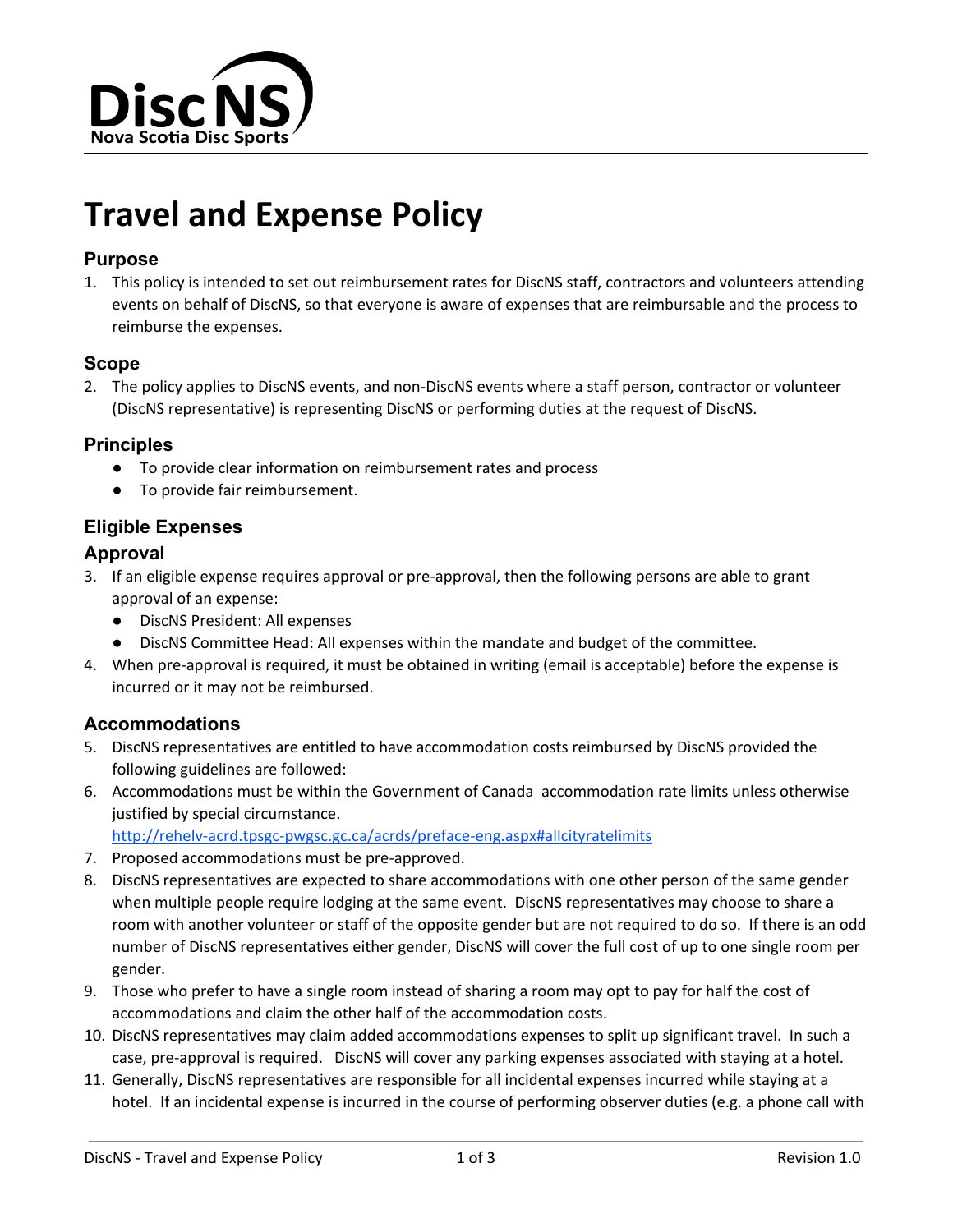DiscNS
Nova Scotia Disc Sports

# Travel and Expense Policy

### Purpose

1. This policy is intended to set out reimbursement rates for DiscNS staff, contractors and volunteers attending events on behalf of DiscNS, so that everyone is aware of expenses that are reimbursable and the process to reimburse the expenses.

### Scope

2. The policy applies to DiscNS events, and non-DiscNS events where a staff person, contractor or volunteer (DiscNS representative) is representing DiscNS or performing duties at the request of DiscNS.

### Principles

- To provide clear information on reimbursement rates and process
- To provide fair reimbursement.

### Eligible Expenses

### Approval

3. If an eligible expense requires approval or pre-approval, then the following persons are able to grant approval of an expense:
    - DiscNS President: All expenses
    - DiscNS Committee Head: All expenses within the mandate and budget of the committee.
4. When pre-approval is required, it must be obtained in writing (email is acceptable) before the expense is incurred or it may not be reimbursed.

### Accommodations

5. DiscNS representatives are entitled to have accommodation costs reimbursed by DiscNS provided the following guidelines are followed:
6. Accommodations must be within the Government of Canada accommodation rate limits unless otherwise justified by special circumstance. [http://rehelv-acrd.tpsgc-pwgsc.gc.ca/acrds/preface-eng.aspx#allcityratelimits](http://rehelv-acrd.tpsgc-pwgsc.gc.ca/acrds/preface-eng.aspx#allcityratelimits)
7. Proposed accommodations must be pre-approved.
8. DiscNS representatives are expected to share accommodations with one other person of the same gender when multiple people require lodging at the same event. DiscNS representatives may choose to share a room with another volunteer or staff of the opposite gender but are not required to do so. If there is an odd number of DiscNS representatives either gender, DiscNS will cover the full cost of up to one single room per gender.
9. Those who prefer to have a single room instead of sharing a room may opt to pay for half the cost of accommodations and claim the other half of the accommodation costs.
10. DiscNS representatives may claim added accommodations expenses to split up significant travel. In such a case, pre-approval is required. DiscNS will cover any parking expenses associated with staying at a hotel.
11. Generally, DiscNS representatives are responsible for all incidental expenses incurred while staying at a hotel. If an incidental expense is incurred in the course of performing observer duties (e.g. a phone call with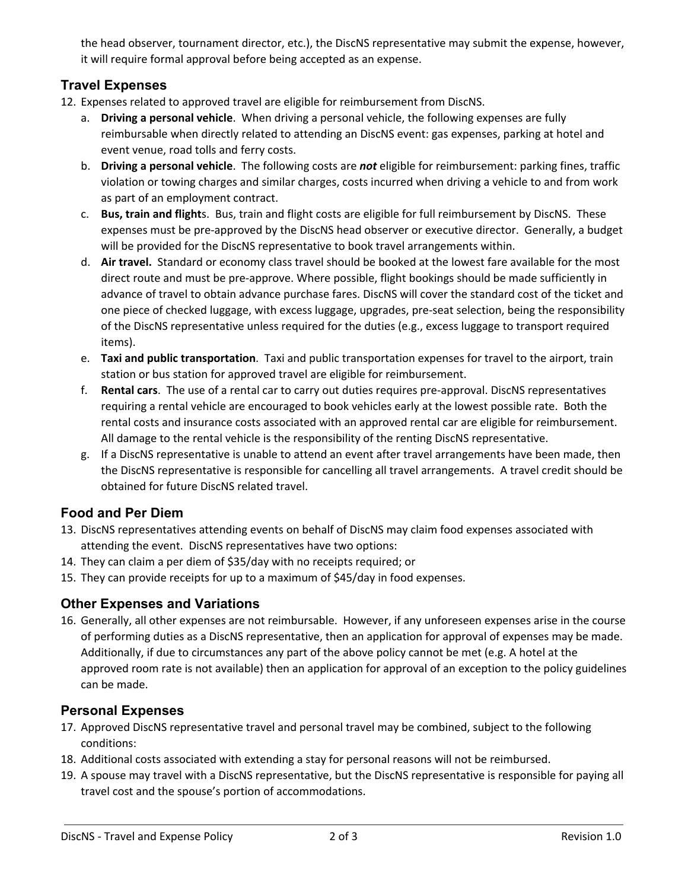the head observer, tournament director, etc.), the DiscNS representative may submit the expense, however, it will require formal approval before being accepted as an expense.

## Travel Expenses

12. Expenses related to approved travel are eligible for reimbursement from DiscNS.
    a. **Driving a personal vehicle**. When driving a personal vehicle, the following expenses are fully reimbursable when directly related to attending an DiscNS event: gas expenses, parking at hotel and event venue, road tolls and ferry costs.
    b. **Driving a personal vehicle**. The following costs are ***not*** eligible for reimbursement: parking fines, traffic violation or towing charges and similar charges, costs incurred when driving a vehicle to and from work as part of an employment contract.
    c. **Bus, train and flight**s. Bus, train and flight costs are eligible for full reimbursement by DiscNS. These expenses must be pre-approved by the DiscNS head observer or executive director. Generally, a budget will be provided for the DiscNS representative to book travel arrangements within.
    d. **Air travel.** Standard or economy class travel should be booked at the lowest fare available for the most direct route and must be pre-approve. Where possible, flight bookings should be made sufficiently in advance of travel to obtain advance purchase fares. DiscNS will cover the standard cost of the ticket and one piece of checked luggage, with excess luggage, upgrades, pre-seat selection, being the responsibility of the DiscNS representative unless required for the duties (e.g., excess luggage to transport required items).
    e. **Taxi and public transportation**. Taxi and public transportation expenses for travel to the airport, train station or bus station for approved travel are eligible for reimbursement.
    f. **Rental cars**. The use of a rental car to carry out duties requires pre-approval. DiscNS representatives requiring a rental vehicle are encouraged to book vehicles early at the lowest possible rate. Both the rental costs and insurance costs associated with an approved rental car are eligible for reimbursement. All damage to the rental vehicle is the responsibility of the renting DiscNS representative.
    g. If a DiscNS representative is unable to attend an event after travel arrangements have been made, then the DiscNS representative is responsible for cancelling all travel arrangements. A travel credit should be obtained for future DiscNS related travel.

## Food and Per Diem

13. DiscNS representatives attending events on behalf of DiscNS may claim food expenses associated with attending the event. DiscNS representatives have two options:
14. They can claim a per diem of $35/day with no receipts required; or
15. They can provide receipts for up to a maximum of $45/day in food expenses.

## Other Expenses and Variations

16. Generally, all other expenses are not reimbursable. However, if any unforeseen expenses arise in the course of performing duties as a DiscNS representative, then an application for approval of expenses may be made. Additionally, if due to circumstances any part of the above policy cannot be met (e.g. A hotel at the approved room rate is not available) then an application for approval of an exception to the policy guidelines can be made.

## Personal Expenses

17. Approved DiscNS representative travel and personal travel may be combined, subject to the following conditions:
18. Additional costs associated with extending a stay for personal reasons will not be reimbursed.
19. A spouse may travel with a DiscNS representative, but the DiscNS representative is responsible for paying all travel cost and the spouse's portion of accommodations.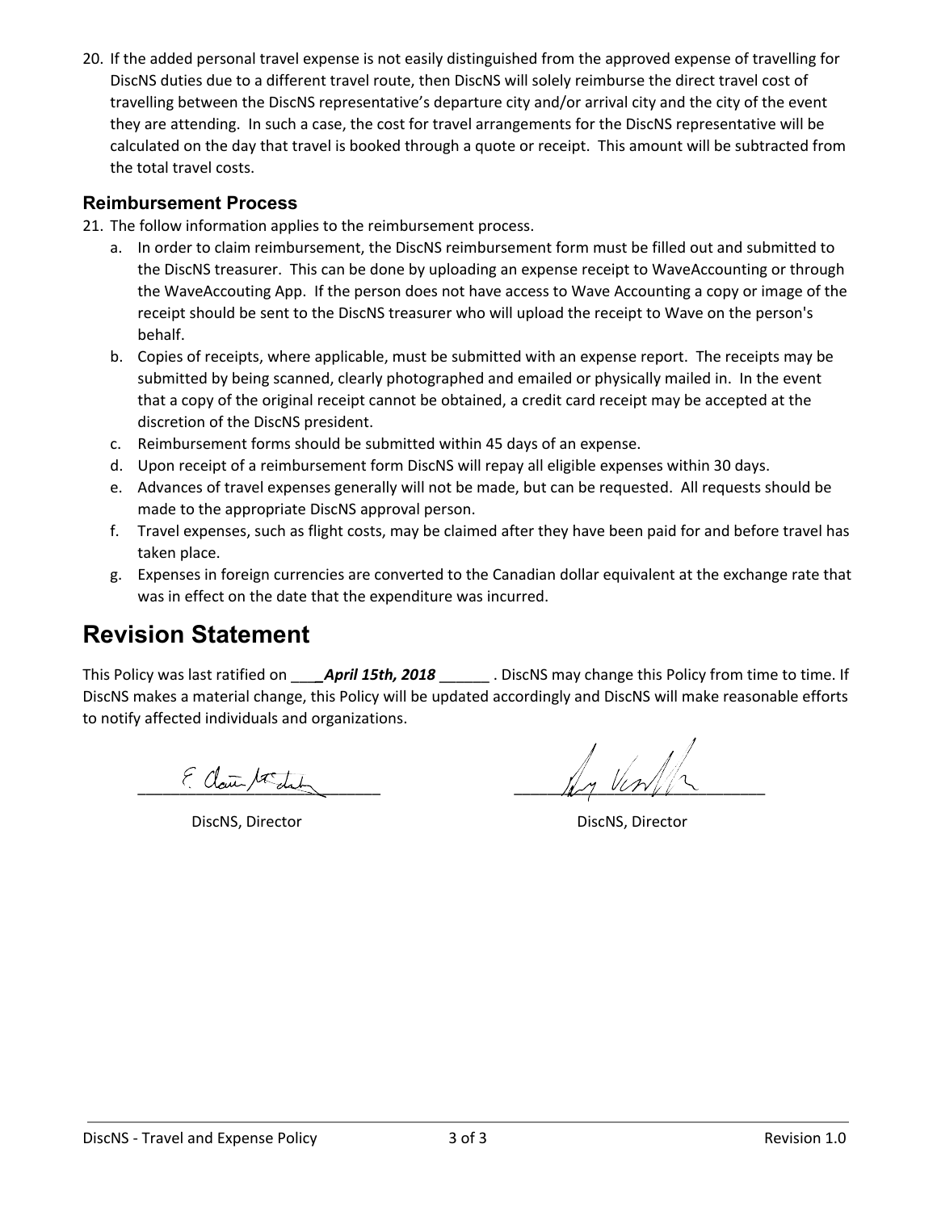20. If the added personal travel expense is not easily distinguished from the approved expense of travelling for DiscNS duties due to a different travel route, then DiscNS will solely reimburse the direct travel cost of travelling between the DiscNS representative's departure city and/or arrival city and the city of the event they are attending. In such a case, the cost for travel arrangements for the DiscNS representative will be calculated on the day that travel is booked through a quote or receipt. This amount will be subtracted from the total travel costs.

### Reimbursement Process

21. The follow information applies to the reimbursement process.
    a. In order to claim reimbursement, the DiscNS reimbursement form must be filled out and submitted to the DiscNS treasurer. This can be done by uploading an expense receipt to WaveAccounting or through the WaveAccouting App. If the person does not have access to Wave Accounting a copy or image of the receipt should be sent to the DiscNS treasurer who will upload the receipt to Wave on the person's behalf.
    b. Copies of receipts, where applicable, must be submitted with an expense report. The receipts may be submitted by being scanned, clearly photographed and emailed or physically mailed in. In the event that a copy of the original receipt cannot be obtained, a credit card receipt may be accepted at the discretion of the DiscNS president.
    c. Reimbursement forms should be submitted within 45 days of an expense.
    d. Upon receipt of a reimbursement form DiscNS will repay all eligible expenses within 30 days.
    e. Advances of travel expenses generally will not be made, but can be requested. All requests should be made to the appropriate DiscNS approval person.
    f. Travel expenses, such as flight costs, may be claimed after they have been paid for and before travel has taken place.
    g. Expenses in foreign currencies are converted to the Canadian dollar equivalent at the exchange rate that was in effect on the date that the expenditure was incurred.

## Revision Statement

This Policy was last ratified on ____***April 15th, 2018*** ______ . DiscNS may change this Policy from time to time. If DiscNS makes a material change, this Policy will be updated accordingly and DiscNS will make reasonable efforts to notify affected individuals and organizations.

___________________________ ___________________________

DiscNS, Director DiscNS, Director